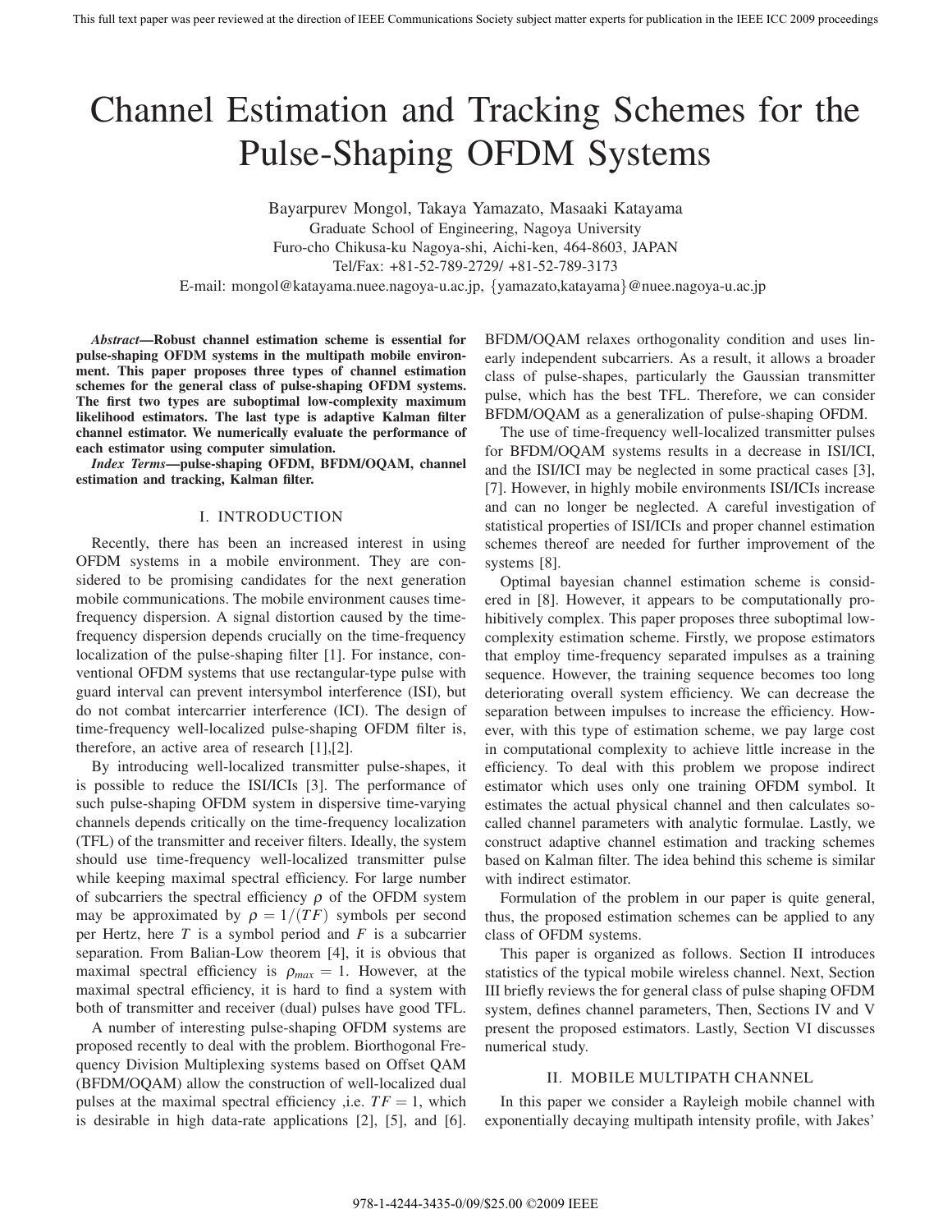# Channel Estimation and Tracking Schemes for the Pulse-Shaping OFDM Systems

Bayarpurev Mongol, Takaya Yamazato, Masaaki Katayama
Graduate School of Engineering, Nagoya University
Furo-cho Chikusa-ku Nagoya-shi, Aichi-ken, 464-8603, JAPAN
Tel/Fax: +81-52-789-2729/ +81-52-789-3173
E-mail: mongol@katayama.nuee.nagoya-u.ac.jp, {yamazato,katayama}@nuee.nagoya-u.ac.jp

***Abstract*—Robust channel estimation scheme is essential for pulse-shaping OFDM systems in the multipath mobile environment. This paper proposes three types of channel estimation schemes for the general class of pulse-shaping OFDM systems. The first two types are suboptimal low-complexity maximum likelihood estimators. The last type is adaptive Kalman filter channel estimator. We numerically evaluate the performance of each estimator using computer simulation.**

***Index Terms*—pulse-shaping OFDM, BFDM/OQAM, channel estimation and tracking, Kalman filter.**

## I. INTRODUCTION

Recently, there has been an increased interest in using OFDM systems in a mobile environment. They are considered to be promising candidates for the next generation mobile communications. The mobile environment causes time-frequency dispersion. A signal distortion caused by the time-frequency dispersion depends crucially on the time-frequency localization of the pulse-shaping filter [1]. For instance, conventional OFDM systems that use rectangular-type pulse with guard interval can prevent intersymbol interference (ISI), but do not combat intercarrier interference (ICI). The design of time-frequency well-localized pulse-shaping OFDM filter is, therefore, an active area of research [1],[2].

By introducing well-localized transmitter pulse-shapes, it is possible to reduce the ISI/ICIs [3]. The performance of such pulse-shaping OFDM system in dispersive time-varying channels depends critically on the time-frequency localization (TFL) of the transmitter and receiver filters. Ideally, the system should use time-frequency well-localized transmitter pulse while keeping maximal spectral efficiency. For large number of subcarriers the spectral efficiency $\rho$ of the OFDM system may be approximated by $\rho = 1/(TF)$ symbols per second per Hertz, here $T$ is a symbol period and $F$ is a subcarrier separation. From Balian-Low theorem [4], it is obvious that maximal spectral efficiency is $\rho_{max} = 1$. However, at the maximal spectral efficiency, it is hard to find a system with both of transmitter and receiver (dual) pulses have good TFL.

A number of interesting pulse-shaping OFDM systems are proposed recently to deal with the problem. Biorthogonal Frequency Division Multiplexing systems based on Offset QAM (BFDM/OQAM) allow the construction of well-localized dual pulses at the maximal spectral efficiency ,i.e. $TF = 1$, which is desirable in high data-rate applications [2], [5], and [6]. BFDM/OQAM relaxes orthogonality condition and uses linearly independent subcarriers. As a result, it allows a broader class of pulse-shapes, particularly the Gaussian transmitter pulse, which has the best TFL. Therefore, we can consider BFDM/OQAM as a generalization of pulse-shaping OFDM.

The use of time-frequency well-localized transmitter pulses for BFDM/OQAM systems results in a decrease in ISI/ICI, and the ISI/ICI may be neglected in some practical cases [3], [7]. However, in highly mobile environments ISI/ICIs increase and can no longer be neglected. A careful investigation of statistical properties of ISI/ICIs and proper channel estimation schemes thereof are needed for further improvement of the systems [8].

Optimal bayesian channel estimation scheme is considered in [8]. However, it appears to be computationally prohibitively complex. This paper proposes three suboptimal low-complexity estimation scheme. Firstly, we propose estimators that employ time-frequency separated impulses as a training sequence. However, the training sequence becomes too long deteriorating overall system efficiency. We can decrease the separation between impulses to increase the efficiency. However, with this type of estimation scheme, we pay large cost in computational complexity to achieve little increase in the efficiency. To deal with this problem we propose indirect estimator which uses only one training OFDM symbol. It estimates the actual physical channel and then calculates so-called channel parameters with analytic formulae. Lastly, we construct adaptive channel estimation and tracking schemes based on Kalman filter. The idea behind this scheme is similar with indirect estimator.

Formulation of the problem in our paper is quite general, thus, the proposed estimation schemes can be applied to any class of OFDM systems.

This paper is organized as follows. Section II introduces statistics of the typical mobile wireless channel. Next, Section III briefly reviews the for general class of pulse shaping OFDM system, defines channel parameters, Then, Sections IV and V present the proposed estimators. Lastly, Section VI discusses numerical study.

## II. MOBILE MULTIPATH CHANNEL

In this paper we consider a Rayleigh mobile channel with exponentially decaying multipath intensity profile, with Jakes'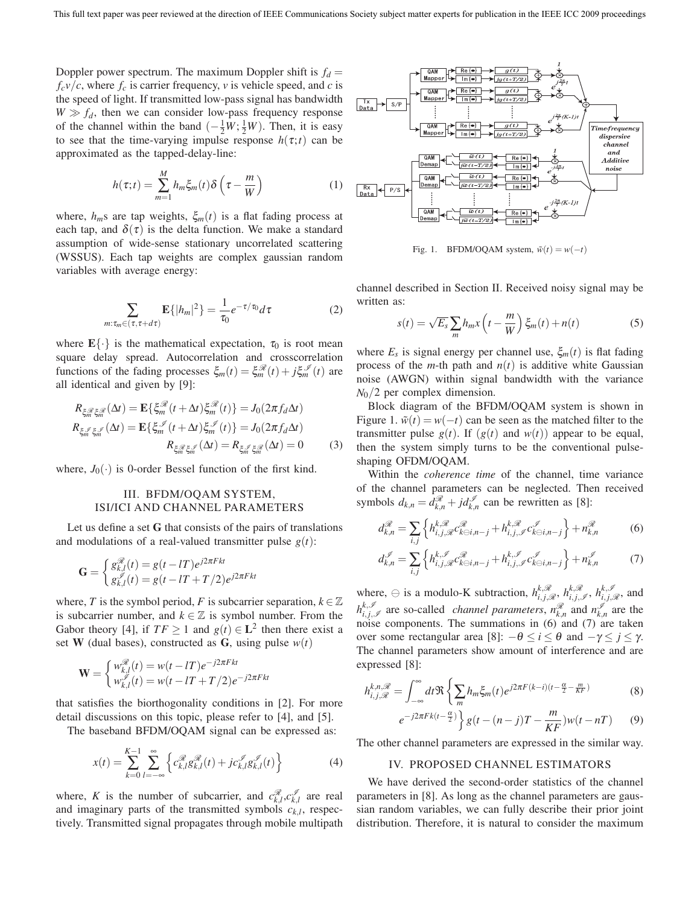Doppler power spectrum. The maximum Doppler shift is $f_d = f_c v/c$, where $f_c$ is carrier frequency, $v$ is vehicle speed, and $c$ is the speed of light. If transmitted low-pass signal has bandwidth $W \gg f_d$, then we can consider low-pass frequency response of the channel within the band $(-\frac{1}{2}W; \frac{1}{2}W)$. Then, it is easy to see that the time-varying impulse response $h(\tau;t)$ can be approximated as the tapped-delay-line:

$$h(\tau;t) = \sum_{m=1}^{M} h_m \xi_m(t) \delta\left(\tau - \frac{m}{W}\right) \quad (1)$$

where, $h_m$s are tap weights, $\xi_m(t)$ is a flat fading process at each tap, and $\delta(\tau)$ is the delta function. We make a standard assumption of wide-sense stationary uncorrelated scattering (WSSUS). Each tap weights are complex gaussian random variables with average energy:

$$\sum_{m:\tau_m \in (\tau, \tau+d\tau)} \mathbf{E}\{|h_m|^2\} = \frac{1}{\tau_0} e^{-\tau/\tau_0} d\tau \quad (2)$$

where $\mathbf{E}\{\cdot\}$ is the mathematical expectation, $\tau_0$ is root mean square delay spread. Autocorrelation and crosscorrelation functions of the fading processes $\xi_m(t) = \xi_m^{\mathscr{R}}(t) + j\xi_m^{\mathscr{I}}(t)$ are all identical and given by [9]:

$$\begin{aligned} R_{\xi_m^{\mathscr{R}} \xi_m^{\mathscr{R}}}(\Delta t) &= \mathbf{E}\{\xi_m^{\mathscr{R}}(t+\Delta t)\xi_m^{\mathscr{R}}(t)\} = J_0(2\pi f_d \Delta t) \\ R_{\xi_m^{\mathscr{I}} \xi_m^{\mathscr{I}}}(\Delta t) &= \mathbf{E}\{\xi_m^{\mathscr{I}}(t+\Delta t)\xi_m^{\mathscr{I}}(t)\} = J_0(2\pi f_d \Delta t) \\ R_{\xi_m^{\mathscr{R}} \xi_m^{\mathscr{I}}}(\Delta t) &= R_{\xi_m^{\mathscr{I}} \xi_m^{\mathscr{R}}}(\Delta t) = 0 \end{aligned} \quad (3)$$

where, $J_0(\cdot)$ is 0-order Bessel function of the first kind.

## III. BFDM/OQAM System, ISI/ICI and Channel Parameters

Let us define a set $\mathbf{G}$ that consists of the pairs of translations and modulations of a real-valued transmitter pulse $g(t)$:

$$\mathbf{G} = \begin{cases} g_{k,l}^{\mathscr{R}}(t) = g(t-lT)e^{j2\pi Fkt} \\ g_{k,l}^{\mathscr{I}}(t) = g(t-lT+T/2)e^{j2\pi Fkt} \end{cases}$$

where, $T$ is the symbol period, $F$ is subcarrier separation, $k \in \mathbb{Z}$ is subcarrier number, and $k \in \mathbb{Z}$ is symbol number. From the Gabor theory [4], if $TF \geq 1$ and $g(t) \in \mathbf{L}^2$ then there exist a set $\mathbf{W}$ (dual bases), constructed as $\mathbf{G}$, using pulse $w(t)$

$$\mathbf{W} = \begin{cases} w_{k,l}^{\mathscr{R}}(t) = w(t-lT)e^{-j2\pi Fkt} \\ w_{k,l}^{\mathscr{I}}(t) = w(t-lT+T/2)e^{-j2\pi Fkt} \end{cases}$$

that satisfies the biorthogonality conditions in [2]. For more detail discussions on this topic, please refer to [4], and [5].

The baseband BFDM/OQAM signal can be expressed as:

$$x(t) = \sum_{k=0}^{K-1} \sum_{l=-\infty}^{\infty} \left\{ c_{k,l}^{\mathscr{R}} g_{k,l}^{\mathscr{R}}(t) + jc_{k,l}^{\mathscr{I}} g_{k,l}^{\mathscr{I}}(t) \right\} \quad (4)$$

where, $K$ is the number of subcarrier, and $c_{k,l}^{\mathscr{R}}, c_{k,l}^{\mathscr{I}}$ are real and imaginary parts of the transmitted symbols $c_{k,l}$, respectively. Transmitted signal propagates through mobile multipath channel described in Section II. Received noisy signal may be written as:

$$s(t) = \sqrt{E_s} \sum_m h_m x\left(t - \frac{m}{W}\right) \xi_m(t) + n(t) \quad (5)$$

where $E_s$ is signal energy per channel use, $\xi_m(t)$ is flat fading process of the $m$-th path and $n(t)$ is additive white Gaussian noise (AWGN) within signal bandwidth with the variance $N_0/2$ per complex dimension.

Fig. 1. BFDM/OQAM system, $\tilde{w}(t) = w(-t)$

Block diagram of the BFDM/OQAM system is shown in Figure 1. $\tilde{w}(t) = w(-t)$ can be seen as the matched filter to the transmitter pulse $g(t)$. If ($g(t)$ and $w(t)$) appear to be equal, then the system simply turns to be the conventional pulse-shaping OFDM/OQAM.

Within the *coherence time* of the channel, time variance of the channel parameters can be neglected. Then received symbols $d_{k,n} = d_{k,n}^{\mathscr{R}} + jd_{k,n}^{\mathscr{I}}$ can be rewritten as [8]:

$$d_{k,n}^{\mathscr{R}} = \sum_{i,j} \left\{ h_{i,j,\mathscr{R}}^{k,\mathscr{R}} c_{k\ominus i,n-j}^{\mathscr{R}} + h_{i,j,\mathscr{I}}^{k,\mathscr{R}} c_{k\ominus i,n-j}^{\mathscr{I}} \right\} + n_{k,n}^{\mathscr{R}} \quad (6)$$

$$d_{k,n}^{\mathscr{I}} = \sum_{i,j} \left\{ h_{i,j,\mathscr{R}}^{k,\mathscr{I}} c_{k\ominus i,n-j}^{\mathscr{R}} + h_{i,j,\mathscr{I}}^{k,\mathscr{I}} c_{k\ominus i,n-j}^{\mathscr{I}} \right\} + n_{k,n}^{\mathscr{I}} \quad (7)$$

where, $\ominus$ is a modulo-K subtraction, $h_{i,j,\mathscr{R}}^{k,\mathscr{R}}$, $h_{i,j,\mathscr{I}}^{k,\mathscr{R}}$, $h_{i,j,\mathscr{R}}^{k,\mathscr{I}}$, and $h_{i,j,\mathscr{I}}^{k,\mathscr{I}}$ are so-called *channel parameters*, $n_{k,n}^{\mathscr{R}}$ and $n_{k,n}^{\mathscr{I}}$ are the noise components. The summations in (6) and (7) are taken over some rectangular area [8]: $-\theta \leq i \leq \theta$ and $-\gamma \leq j \leq \gamma$. The channel parameters show amount of interference and are expressed [8]:

$$h_{i,j,\mathscr{R}}^{k,n,\mathscr{R}} = \int_{-\infty}^{\infty} dt \Re\left\{ \sum_m h_m \xi_m(t) e^{j2\pi F(k-i)(t-\frac{\alpha}{2}-\frac{m}{KF})} \right. \quad (8)$$

$$\left. e^{-j2\pi Fk(t-\frac{\alpha}{2})} \right\} g(t-(n-j)T - \frac{m}{KF}) w(t-nT) \quad (9)$$

The other channel parameters are expressed in the similar way.

## IV. Proposed Channel Estimators

We have derived the second-order statistics of the channel parameters in [8]. As long as the channel parameters are gaussian random variables, we can fully describe their prior joint distribution. Therefore, it is natural to consider the maximum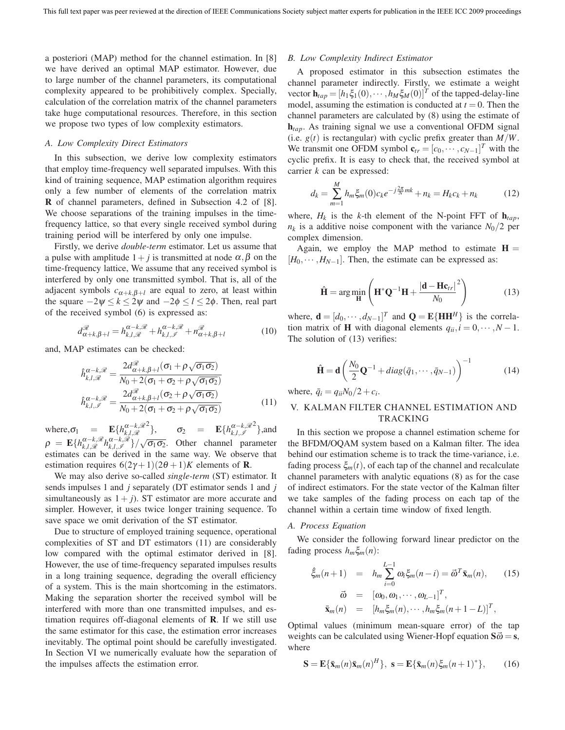a posteriori (MAP) method for the channel estimation. In [8] we have derived an optimal MAP estimator. However, due to large number of the channel parameters, its computational complexity appeared to be prohibitively complex. Specially, calculation of the correlation matrix of the channel parameters take huge computational resources. Therefore, in this section we propose two types of low complexity estimators.

### A. Low Complexity Direct Estimators

In this subsection, we derive low complexity estimators that employ time-frequency well separated impulses. With this kind of training sequence, MAP estimation algorithm requires only a few number of elements of the correlation matrix $\mathbf{R}$ of channel parameters, defined in Subsection 4.2 of [8]. We choose separations of the training impulses in the time-frequency lattice, so that every single received symbol during training period will be interfered by only one impulse.

Firstly, we derive *double-term* estimator. Let us assume that a pulse with amplitude $1+j$ is transmitted at node $\alpha,\beta$ on the time-frequency lattice, We assume that any received symbol is interfered by only one transmitted symbol. That is, all of the adjacent symbols $c_{\alpha+k,\beta+l}$ are equal to zero, at least within the square $-2\psi \le k \le 2\psi$ and $-2\phi \le l \le 2\phi$. Then, real part of the received symbol (6) is expressed as:

$$d^{\mathscr{R}}_{\alpha+k,\beta+l} = h^{\alpha-k,\mathscr{R}}_{k,l,\mathscr{R}} + h^{\alpha-k,\mathscr{R}}_{k,l,\mathscr{I}} + n^{\mathscr{R}}_{\alpha+k,\beta+l} \tag{10}$$

and, MAP estimates can be checked:

$$\begin{aligned}
\hat{h}^{\alpha-k,\mathscr{R}}_{k,l,\mathscr{R}} &= \frac{2d^{\mathscr{R}}_{\alpha+k,\beta+l}(\sigma_1+\rho\sqrt{\sigma_1\sigma_2})}{N_0+2(\sigma_1+\sigma_2+\rho\sqrt{\sigma_1\sigma_2})} \\
\hat{h}^{\alpha-k,\mathscr{R}}_{k,l,\mathscr{I}} &= \frac{2d^{\mathscr{R}}_{\alpha+k,\beta+l}(\sigma_2+\rho\sqrt{\sigma_1\sigma_2})}{N_0+2(\sigma_1+\sigma_2+\rho\sqrt{\sigma_1\sigma_2})}
\end{aligned} \tag{11}$$

where, $\sigma_1 = \mathbf{E}\{h^{\alpha-k,\mathscr{R}2}_{k,l,\mathscr{R}}\}$, $\sigma_2 = \mathbf{E}\{h^{\alpha-k,\mathscr{R}2}_{k,l,\mathscr{I}}\}$, and $\rho = \mathbf{E}\{h^{\alpha-k,\mathscr{R}}_{k,l,\mathscr{R}} h^{\alpha-k,\mathscr{R}}_{k,l,\mathscr{I}}\}/\sqrt{\sigma_1\sigma_2}$. Other channel parameter estimates can be derived in the same way. We observe that estimation requires $6(2\gamma+1)(2\theta+1)K$ elements of $\mathbf{R}$.

We may also derive so-called *single-term* (ST) estimator. It sends impulses 1 and $j$ separately (DT estimator sends 1 and $j$ simultaneously as $1+j$). ST estimator are more accurate and simpler. However, it uses twice longer training sequence. To save space we omit derivation of the ST estimator.

Due to structure of employed training sequence, operational complexities of ST and DT estimators (11) are considerably low compared with the optimal estimator derived in [8]. However, the use of time-frequency separated impulses results in a long training sequence, degrading the overall efficiency of a system. This is the main shortcoming in the estimators. Making the separation shorter the received symbol will be interfered with more than one transmitted impulses, and estimation requires off-diagonal elements of $\mathbf{R}$. If we still use the same estimator for this case, the estimation error increases inevitably. The optimal point should be carefully investigated. In Section VI we numerically evaluate how the separation of the impulses affects the estimation error.

### B. Low Complexity Indirect Estimator

A proposed estimator in this subsection estimates the channel parameter indirectly. Firstly, we estimate a weight vector $\mathbf{h}_{tap} = [h_1\xi_1(0),\cdots,h_M\xi_M(0)]^T$ of the tapped-delay-line model, assuming the estimation is conducted at $t=0$. Then the channel parameters are calculated by (8) using the estimate of $\mathbf{h}_{tap}$. As training signal we use a conventional OFDM signal (i.e. $g(t)$ is rectangular) with cyclic prefix greater than $M/W$. We transmit one OFDM symbol $\mathbf{c}_{tr} = [c_0,\cdots,c_{N-1}]^T$ with the cyclic prefix. It is easy to check that, the received symbol at carrier $k$ can be expressed:

$$d_k = \sum_{m=1}^{M} h_m\xi_m(0)c_k e^{-j\frac{2\pi}{N}mk} + n_k = H_k c_k + n_k \tag{12}$$

where, $H_k$ is the $k$-th element of the N-point FFT of $\mathbf{h}_{tap}$, $n_k$ is a additive noise component with the variance $N_0/2$ per complex dimension.

Again, we employ the MAP method to estimate $\mathbf{H} = [H_0,\cdots,H_{N-1}]$. Then, the estimate can be expressed as:

$$\hat{\mathbf{H}} = \arg\min_{\mathbf{H}} \left( \mathbf{H}^*\mathbf{Q}^{-1}\mathbf{H} + \frac{|\mathbf{d}-\mathbf{H}\mathbf{c}_{tr}|^2}{N_0} \right) \tag{13}$$

where, $\mathbf{d} = [d_0,\cdots,d_{N-1}]^T$ and $\mathbf{Q} = \mathbf{E}\{\mathbf{H}\mathbf{H}^H\}$ is the correlation matrix of $\mathbf{H}$ with diagonal elements $q_{ii}, i=0,\cdots,N-1$. The solution of (13) verifies:

$$\hat{\mathbf{H}} = \mathbf{d}\left(\frac{N_0}{2}\mathbf{Q}^{-1} + diag(\bar{q}_1,\cdots,\bar{q}_{N-1})\right)^{-1} \tag{14}$$

where, $\bar{q}_i = q_{ii}N_0/2 + c_i$.

## V. Kalman Filter Channel Estimation and Tracking

In this section we propose a channel estimation scheme for the BFDM/OQAM system based on a Kalman filter. The idea behind our estimation scheme is to track the time-variance, i.e. fading process $\xi_m(t)$, of each tap of the channel and recalculate channel parameters with analytic equations (8) as for the case of indirect estimators. For the state vector of the Kalman filter we take samples of the fading process on each tap of the channel within a certain time window of fixed length.

### A. Process Equation

We consider the following forward linear predictor on the fading process $h_m\xi_m(n)$:

$$\begin{aligned}
\hat{\xi}_m(n+1) &= h_m\sum_{i=0}^{L-1}\omega_i\xi_m(n-i) = \vec{\omega}^T\bar{\mathbf{x}}_m(n), \qquad (15) \\
\vec{\omega} &= [\omega_0,\omega_1,\cdots,\omega_{L-1}]^T, \\
\bar{\mathbf{x}}_m(n) &= [h_m\xi_m(n),\cdots,h_m\xi_m(n+1-L)]^T,
\end{aligned}$$

Optimal values (minimum mean-square error) of the tap weights can be calculated using Wiener-Hopf equation $\mathbf{S}\vec{\omega} = \mathbf{s}$, where

$$\mathbf{S} = \mathbf{E}\{\bar{\mathbf{x}}_m(n)\bar{\mathbf{x}}_m(n)^H\},\ \mathbf{s} = \mathbf{E}\{\bar{\mathbf{x}}_m(n)\xi_m(n+1)^*\}, \tag{16}$$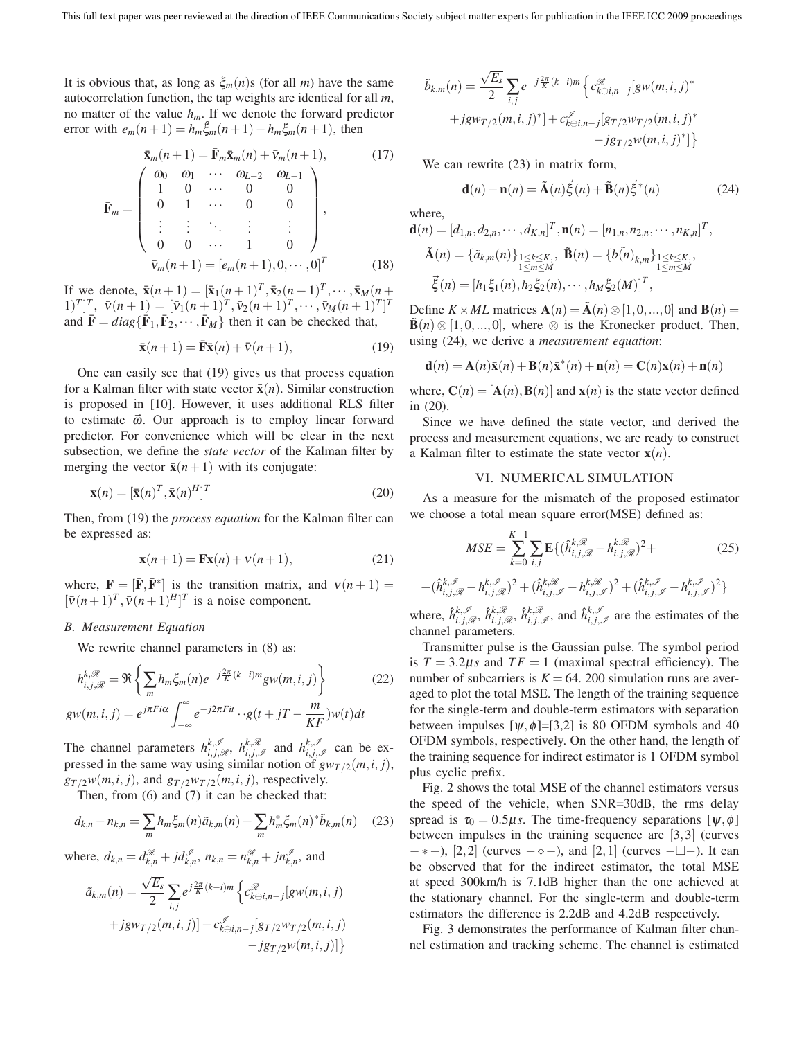It is obvious that, as long as $\xi_m(n)$s (for all $m$) have the same autocorrelation function, the tap weights are identical for all $m$, no matter of the value $h_m$. If we denote the forward predictor error with $e_m(n+1) = h_m\hat{\xi}_m(n+1) - h_m\xi_m(n+1)$, then

$$\bar{\mathbf{x}}_m(n+1) = \bar{\mathbf{F}}_m\bar{\mathbf{x}}_m(n) + \bar{v}_m(n+1), \tag{17}$$

$$\bar{\mathbf{F}}_m = \begin{pmatrix} \omega_0 & \omega_1 & \cdots & \omega_{L-2} & \omega_{L-1} \\ 1 & 0 & \cdots & 0 & 0 \\ 0 & 1 & \cdots & 0 & 0 \\ \vdots & \vdots & \ddots & \vdots & \vdots \\ 0 & 0 & \cdots & 1 & 0 \end{pmatrix},$$

$$\bar{v}_m(n+1) = [e_m(n+1), 0, \cdots, 0]^T \tag{18}$$

If we denote, $\bar{\mathbf{x}}(n+1) = [\bar{\mathbf{x}}_1(n+1)^T, \bar{\mathbf{x}}_2(n+1)^T, \cdots, \bar{\mathbf{x}}_M(n+1)^T]^T$, $\bar{v}(n+1) = [\bar{v}_1(n+1)^T, \bar{v}_2(n+1)^T, \cdots, \bar{v}_M(n+1)^T]^T$ and $\bar{\mathbf{F}} = diag\{\bar{\mathbf{F}}_1, \bar{\mathbf{F}}_2, \cdots, \bar{\mathbf{F}}_M\}$ then it can be checked that,

$$\bar{\mathbf{x}}(n+1) = \bar{\mathbf{F}}\bar{\mathbf{x}}(n) + \bar{v}(n+1), \tag{19}$$

One can easily see that (19) gives us that process equation for a Kalman filter with state vector $\bar{\mathbf{x}}(n)$. Similar construction is proposed in [10]. However, it uses additional RLS filter to estimate $\vec{\omega}$. Our approach is to employ linear forward predictor. For convenience which will be clear in the next subsection, we define the *state vector* of the Kalman filter by merging the vector $\bar{\mathbf{x}}(n+1)$ with its conjugate:

$$\mathbf{x}(n) = [\bar{\mathbf{x}}(n)^T, \bar{\mathbf{x}}(n)^H]^T \tag{20}$$

Then, from (19) the *process equation* for the Kalman filter can be expressed as:

$$\mathbf{x}(n+1) = \mathbf{F}\mathbf{x}(n) + \nu(n+1), \tag{21}$$

where, $\mathbf{F} = [\bar{\mathbf{F}}, \bar{\mathbf{F}}^*]$ is the transition matrix, and $\nu(n+1) = [\bar{v}(n+1)^T, \bar{v}(n+1)^H]^T$ is a noise component.

### B. Measurement Equation

We rewrite channel parameters in (8) as:

$$h^{k,\mathscr{R}}_{i,j,\mathscr{R}} = \Re\left\{\sum_m h_m\xi_m(n)e^{-j\frac{2\pi}{K}(k-i)m}gw(m,i,j)\right\} \tag{22}$$

$$gw(m,i,j) = e^{j\pi Fi\alpha}\int_{-\infty}^{\infty} e^{-j2\pi Fit}\cdot g(t+jT-\frac{m}{KF})w(t)dt$$

The channel parameters $h^{k,\mathscr{I}}_{i,j,\mathscr{R}}$, $h^{k,\mathscr{R}}_{i,j,\mathscr{I}}$ and $h^{k,\mathscr{I}}_{i,j,\mathscr{I}}$ can be expressed in the same way using similar notion of $gw_{T/2}(m,i,j)$, $g_{T/2}w(m,i,j)$, and $g_{T/2}w_{T/2}(m,i,j)$, respectively.

Then, from (6) and (7) it can be checked that:

$$d_{k,n} - n_{k,n} = \sum_m h_m\xi_m(n)\tilde{a}_{k,m}(n) + \sum_m h^*_m\xi_m(n)^*\tilde{b}_{k,m}(n) \tag{23}$$

where, $d_{k,n} = d^{\mathscr{R}}_{k,n} + jd^{\mathscr{I}}_{k,n}$, $n_{k,n} = n^{\mathscr{R}}_{k,n} + jn^{\mathscr{I}}_{k,n}$, and

$$\tilde{a}_{k,m}(n) = \frac{\sqrt{E_s}}{2}\sum_{i,j} e^{j\frac{2\pi}{K}(k-i)m}\Big\{c^{\mathscr{R}}_{k\ominus i,n-j}[gw(m,i,j) + jgw_{T/2}(m,i,j)] - c^{\mathscr{I}}_{k\ominus i,n-j}[g_{T/2}w_{T/2}(m,i,j) - jg_{T/2}w(m,i,j)]\Big\}$$

$$\tilde{b}_{k,m}(n) = \frac{\sqrt{E_s}}{2}\sum_{i,j} e^{-j\frac{2\pi}{K}(k-i)m}\Big\{c^{\mathscr{R}}_{k\ominus i,n-j}[gw(m,i,j)^* + jgw_{T/2}(m,i,j)^*] + c^{\mathscr{I}}_{k\ominus i,n-j}[g_{T/2}w_{T/2}(m,i,j)^* - jg_{T/2}w(m,i,j)^*]\Big\}$$

We can rewrite (23) in matrix form,

$$\mathbf{d}(n) - \mathbf{n}(n) = \tilde{\mathbf{A}}(n)\vec{\xi}(n) + \tilde{\mathbf{B}}(n)\vec{\xi}^*(n) \tag{24}$$

where,

$$\mathbf{d}(n) = [d_{1,n}, d_{2,n}, \cdots, d_{K,n}]^T, \mathbf{n}(n) = [n_{1,n}, n_{2,n}, \cdots, n_{K,n}]^T,$$

$$\tilde{\mathbf{A}}(n) = \{\tilde{a}_{k,m}(n)\}_{\substack{1\le k\le K,\\ 1\le m\le M}},\ \tilde{\mathbf{B}}(n) = \{\tilde{b(n)}_{k,m}\}_{\substack{1\le k\le K,\\ 1\le m\le M}},$$

$$\vec{\xi}(n) = [h_1\xi_1(n), h_2\xi_2(n), \cdots, h_M\xi_2(M)]^T,$$

Define $K\times ML$ matrices $\mathbf{A}(n) = \tilde{\mathbf{A}}(n)\otimes[1,0,...,0]$ and $\mathbf{B}(n) = \tilde{\mathbf{B}}(n)\otimes[1,0,...,0]$, where $\otimes$ is the Kronecker product. Then, using (24), we derive a *measurement equation*:

$$\mathbf{d}(n) = \mathbf{A}(n)\bar{\mathbf{x}}(n) + \mathbf{B}(n)\bar{\mathbf{x}}^*(n) + \mathbf{n}(n) = \mathbf{C}(n)\mathbf{x}(n) + \mathbf{n}(n)$$

where, $\mathbf{C}(n) = [\mathbf{A}(n), \mathbf{B}(n)]$ and $\mathbf{x}(n)$ is the state vector defined in (20).

Since we have defined the state vector, and derived the process and measurement equations, we are ready to construct a Kalman filter to estimate the state vector $\mathbf{x}(n)$.

## VI. NUMERICAL SIMULATION

As a measure for the mismatch of the proposed estimator we choose a total mean square error(MSE) defined as:

$$MSE = \sum_{k=0}^{K-1}\sum_{i,j}\mathbf{E}\{(\hat{h}^{k,\mathscr{R}}_{i,j,\mathscr{R}} - h^{k,\mathscr{R}}_{i,j,\mathscr{R}})^2 + (\hat{h}^{k,\mathscr{I}}_{i,j,\mathscr{R}} - h^{k,\mathscr{I}}_{i,j,\mathscr{R}})^2 + (\hat{h}^{k,\mathscr{R}}_{i,j,\mathscr{I}} - h^{k,\mathscr{R}}_{i,j,\mathscr{I}})^2 + (\hat{h}^{k,\mathscr{I}}_{i,j,\mathscr{I}} - h^{k,\mathscr{I}}_{i,j,\mathscr{I}})^2\} \tag{25}$$

where, $\hat{h}^{k,\mathscr{I}}_{i,j,\mathscr{R}}$, $\hat{h}^{k,\mathscr{R}}_{i,j,\mathscr{R}}$, $\hat{h}^{k,\mathscr{R}}_{i,j,\mathscr{I}}$, and $\hat{h}^{k,\mathscr{I}}_{i,j,\mathscr{I}}$ are the estimates of the channel parameters.

Transmitter pulse is the Gaussian pulse. The symbol period is $T = 3.2\mu s$ and $TF = 1$ (maximal spectral efficiency). The number of subcarriers is $K = 64$. 200 simulation runs are averaged to plot the total MSE. The length of the training sequence for the single-term and double-term estimators with separation between impulses $[\psi,\phi]$=[3,2] is 80 OFDM symbols and 40 OFDM symbols, respectively. On the other hand, the length of the training sequence for indirect estimator is 1 OFDM symbol plus cyclic prefix.

Fig. 2 shows the total MSE of the channel estimators versus the speed of the vehicle, when SNR=30dB, the rms delay spread is $\tau_0 = 0.5\mu s$. The time-frequency separations $[\psi,\phi]$ between impulses in the training sequence are $[3,3]$ (curves $-*-$), $[2,2]$ (curves $-\diamond-$), and $[2,1]$ (curves $-\square-$). It can be observed that for the indirect estimator, the total MSE at speed 300km/h is 7.1dB higher than the one achieved at the stationary channel. For the single-term and double-term estimators the difference is 2.2dB and 4.2dB respectively.

Fig. 3 demonstrates the performance of Kalman filter channel estimation and tracking scheme. The channel is estimated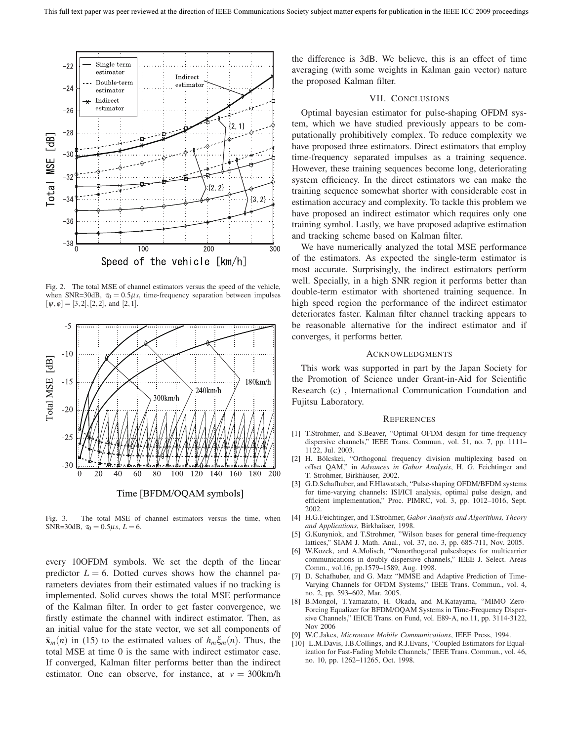-22
-24
-26
-28
-30
-32
-34
-36
-38

Total MSE [dB]

0 100 200 300

Speed of the vehicle [km/h]

Single-term estimator
Double-term estimator
Indirect estimator

Indirect estimator

{2, 1}
{2, 2}
{3, 2}

Fig. 2. The total MSE of channel estimators versus the speed of the vehicle, when SNR=30dB, $\tau_0 = 0.5\mu s$, time-frequency separation between impulses $[\psi,\phi] = [3,2],[2,2]$, and $[2,1]$.

-5
-10
-15
-20
-25
-30

Total MSE [dB]

0 20 40 60 80 100 120 140 160 180 200

Time [BFDM/OQAM symbols]

300km/h
240km/h
180km/h

Fig. 3. The total MSE of channel estimators versus the time, when SNR=30dB, $\tau_0 = 0.5\mu s$, $L = 6$.

every 10OFDM symbols. We set the depth of the linear predictor $L = 6$. Dotted curves shows how the channel parameters deviates from their estimated values if no tracking is implemented. Solid curves shows the total MSE performance of the Kalman filter. In order to get faster convergence, we firstly estimate the channel with indirect estimator. Then, as an initial value for the state vector, we set all components of $\bar{\mathbf{x}}_m(n)$ in (15) to the estimated values of $h_m\xi_m(n)$. Thus, the total MSE at time 0 is the same with indirect estimator case. If converged, Kalman filter performs better than the indirect estimator. One can observe, for instance, at $v = 300$km/h the difference is 3dB. We believe, this is an effect of time averaging (with some weights in Kalman gain vector) nature the proposed Kalman filter.

## VII. Conclusions

Optimal bayesian estimator for pulse-shaping OFDM system, which we have studied previously appears to be computationally prohibitively complex. To reduce complexity we have proposed three estimators. Direct estimators that employ time-frequency separated impulses as a training sequence. However, these training sequences become long, deteriorating system efficiency. In the direct estimators we can make the training sequence somewhat shorter with considerable cost in estimation accuracy and complexity. To tackle this problem we have proposed an indirect estimator which requires only one training symbol. Lastly, we have proposed adaptive estimation and tracking scheme based on Kalman filter.

We have numerically analyzed the total MSE performance of the estimators. As expected the single-term estimator is most accurate. Surprisingly, the indirect estimators perform well. Specially, in a high SNR region it performs better than double-term estimator with shortened training sequence. In high speed region the performance of the indirect estimator deteriorates faster. Kalman filter channel tracking appears to be reasonable alternative for the indirect estimator and if converges, it performs better.

## Acknowledgments

This work was supported in part by the Japan Society for the Promotion of Science under Grant-in-Aid for Scientific Research (c) , International Communication Foundation and Fujitsu Laboratory.

## References

[1] T.Strohmer, and S.Beaver, "Optimal OFDM design for time-frequency dispersive channels," IEEE Trans. Commun., vol. 51, no. 7, pp. 1111–1122, Jul. 2003.

[2] H. Bölcskei, "Orthogonal frequency division multiplexing based on offset QAM," in *Advances in Gabor Analysis*, H. G. Feichtinger and T. Strohmer, Birkhäuser, 2002.

[3] G.D.Schafhuber, and F.Hlawatsch, "Pulse-shaping OFDM/BFDM systems for time-varying channels: ISI/ICI analysis, optimal pulse design, and efficient implementation," Proc. PIMRC, vol. 3, pp. 1012–1016, Sept. 2002.

[4] H.G.Feichtinger, and T.Strohmer, *Gabor Analysis and Algorithms, Theory and Applications*, Birkhaüser, 1998.

[5] G.Kunyniok, and T.Strohmer, "Wilson bases for general time-frequency lattices," SIAM J. Math. Anal., vol. 37, no. 3, pp. 685-711, Nov. 2005.

[6] W.Kozek, and A.Molisch, "Nonorthogonal pulseshapes for multicarrier communications in doubly dispersive channels," IEEE J. Select. Areas Comm., vol.16, pp.1579–1589, Aug. 1998.

[7] D. Schafhuber, and G. Matz "MMSE and Adaptive Prediction of Time-Varying Channels for OFDM Systems," IEEE Trans. Commun., vol. 4, no. 2, pp. 593–602, Mar. 2005.

[8] B.Mongol, T.Yamazato, H. Okada, and M.Katayama, "MIMO Zero-Forcing Equalizer for BFDM/OQAM Systems in Time-Frequency Dispersive Channels," IEICE Trans. on Fund, vol. E89-A, no.11, pp. 3114-3122, Nov 2006

[9] W.C.Jakes, *Microwave Mobile Communications*, IEEE Press, 1994.

[10] L.M.Davis, I.B.Collings, and R.J.Evans, "Coupled Estimators for Equalization for Fast-Fading Mobile Channels," IEEE Trans. Commun., vol. 46, no. 10, pp. 1262–11265, Oct. 1998.